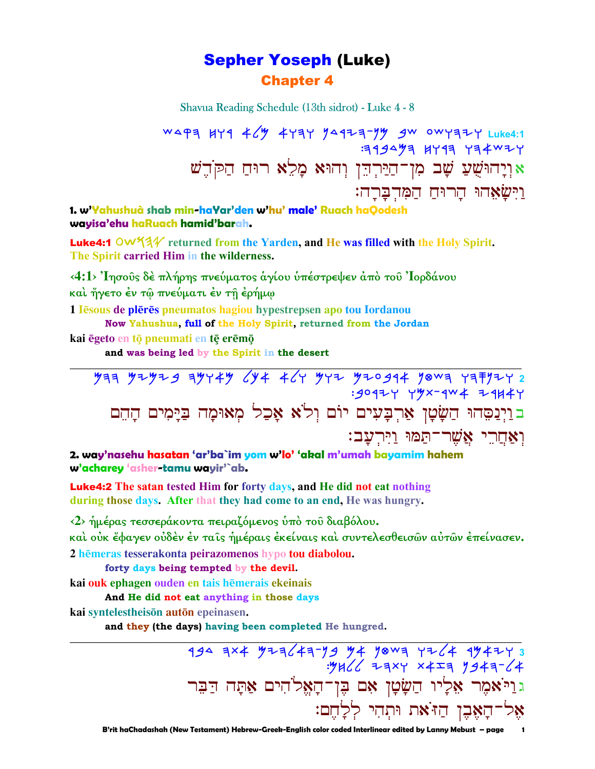# Sepher Yoseph (Luke)

## Chapter 4

Shavua Reading Schedule (13th sidrot) - Luke 4 - 8

Luke4:1

אוְיָהוּשֻׁעַ שָׁב מִן־הַיַּרְדֵּן וְהוּא מָלֵא רוּחַ הַקֹּדֶשׁ וַיִּשָּׂאֵהוּ הָרוּחַ הַמִּדְבָּרָה׃

**1. w'Yahushuà shab min-haYar'den w'hu' male' Ruach haQodesh wayisa'ehu haRuach hamid'barah.**

**Luke4:1** 𐤉𐤄𐤅𐤔𐤏 **returned from the Yarden, and He was filled with the Holy Spirit. The Spirit carried Him in the wilderness.**

‹4:1› Ἰησοῦς δὲ πλήρης πνεύματος ἁγίου ὑπέστρεψεν ἀπὸ τοῦ Ἰορδάνου καὶ ἤγετο ἐν τῷ πνεύματι ἐν τῇ ἐρήμῳ

1 Iēsous de plērēs pneumatos hagiou hypestrepsen apo tou Iordanou
   **Now Yahushua, full of the Holy Spirit, returned from the Jordan**

kai ēgeto en tō pneumati en tē erēmō
   **and was being led by the Spirit in the desert**

---

2

בוַיְנַסֵּהוּ הַשָּׂטָן אַרְבָּעִים יוֹם וְלֹא אָכַל מְאוּמָה בַּיָּמִים הָהֵם וְאַחֲרֵי אֲשֶׁר־תַּמּוּ וַיִּרְעָב׃

**2. way'nasehu hasatan 'ar'ba`im yom w'lo' 'akal m'umah bayamim hahem w'acharey 'asher-tamu wayir'`ab.**

**Luke4:2 The satan tested Him for forty days, and He did not eat nothing during those days. After that they had come to an end, He was hungry.**

‹2› ἡμέρας τεσσεράκοντα πειραζόμενος ὑπὸ τοῦ διαβόλου. καὶ οὐκ ἔφαγεν οὐδὲν ἐν ταῖς ἡμέραις ἐκείναις καὶ συντελεσθεισῶν αὐτῶν ἐπείνασεν.

2 hēmeras tesserakonta peirazomenos hypo tou diabolou.
   **forty days being tempted by the devil.**

kai ouk ephagen ouden en tais hēmerais ekeinais
   **And He did not eat anything in those days**

kai syntelestheisōn autōn epeinasen.
   **and they (the days) having been completed He hungred.**

---

3

גוַיֹּאמֶר אֵלָיו הַשָּׂטָן אִם בֶּן־הָאֱלֹהִים אַתָּה דַּבֵּר אֶל־הָאֶבֶן הַזֹּאת וּתְהִי לְלָחֶם׃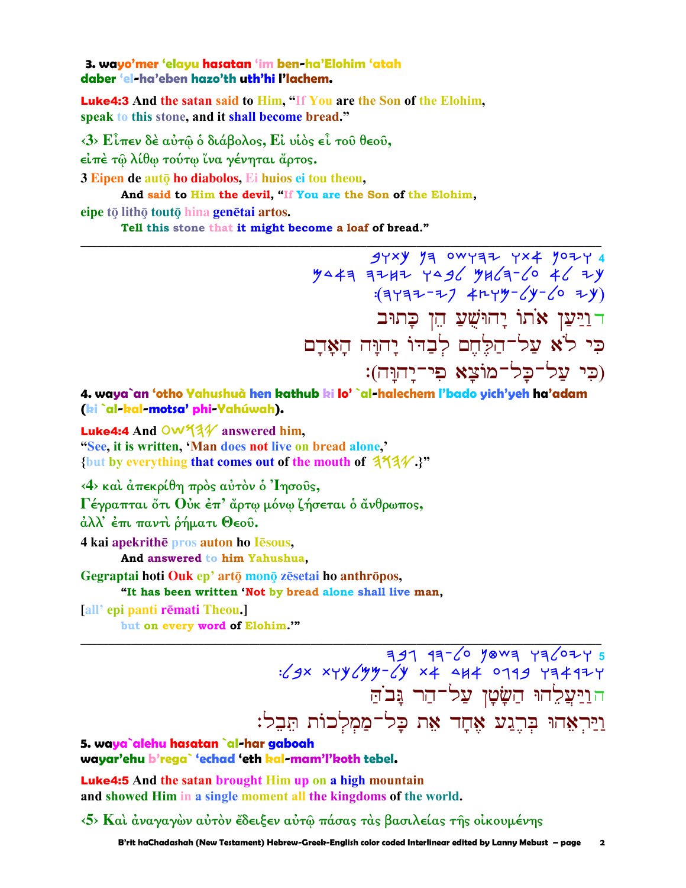**3. wayo'mer 'elayu hasatan 'im ben-ha'Elohim 'atah daber 'el-ha'eben hazo'th uth'hi l'lachem.**

**Luke4:3** And the satan said to Him, "If You are the Son of the Elohim, speak to this stone, and it shall become bread."

‹3› Εἶπεν δὲ αὐτῷ ὁ διάβολος, Εἰ υἱὸς εἶ τοῦ θεοῦ, εἰπὲ τῷ λίθῳ τούτῳ ἵνα γένηται ἄρτος.

3 Eipen de autō ho diabolos, Ei huios ei tou theou,
**And said to Him the devil, "If You are the Son of the Elohim,**

eipe tō lithō toutō hina genētai artos.
**Tell this stone that it might become a loaf of bread."**

---

4 ויען אתו יהושע הן כתוב כי לא על-הלחם לבדו יחיה האדם (כי על-כל-מוצא פי-יהוה):

ד וַיַּעַן אֹתוֹ יָהוּשֻׁעַ הֵן כָּתוּב
כִּי לֹא עַל־הַלֶּחֶם לְבַדּוֹ יָחְיֶה הָאָדָם
(כִּי עַל־כָּל־מוֹצָא פִי־יָהוָה):

**4. waya`an 'otho Yahushuà hen kathub ki lo' `al-halechem l'bado yich'yeh ha'adam (ki `al-kal-motsa' phi-Yahúwah).**

**Luke4:4** And OW𐤔𐤄𐤉 answered him,
"See, it is written, 'Man does not live on bread alone,'
{but by everything that comes out of the mouth of 𐤄𐤅𐤄𐤉.}"

‹4› καὶ ἀπεκρίθη πρὸς αὐτὸν ὁ Ἰησοῦς,
Γέγραπται ὅτι Οὐκ ἐπ' ἄρτῳ μόνῳ ζήσεται ὁ ἄνθρωπος,
ἀλλ' ἐπι παντὶ ῥήματι Θεοῦ.

4 kai apekrithē pros auton ho Iēsous,
**And answered to him Yahushua,**

Gegraptai hoti Ouk ep' artō monō zēsetai ho anthrōpos,
**"It has been written 'Not by bread alone shall live man,**

[all' epi panti rēmati Theou.]
**but on every word of Elohim.'"**

---

5 ויעלהו השטן על-הר גבה ויראהו ברגע אחד את כל-ממלכות תבל:

ה וַיַּעֲלֵהוּ הַשָּׂטָן עַל־הַר גָּבֹהַּ
וַיַּרְאֵהוּ בְּרֶגַע אֶחָד אֵת כָּל־מַמְלְכוֹת תֵּבֵל:

**5. waya`alehu hasatan `al-har gaboah wayar'ehu b'rega` 'echad 'eth kal-mam'l'koth tebel.**

**Luke4:5** And the satan brought Him up on a high mountain and showed Him in a single moment all the kingdoms of the world.

‹5› Καὶ ἀναγαγὼν αὐτὸν ἔδειξεν αὐτῷ πάσας τὰς βασιλείας τῆς οἰκουμένης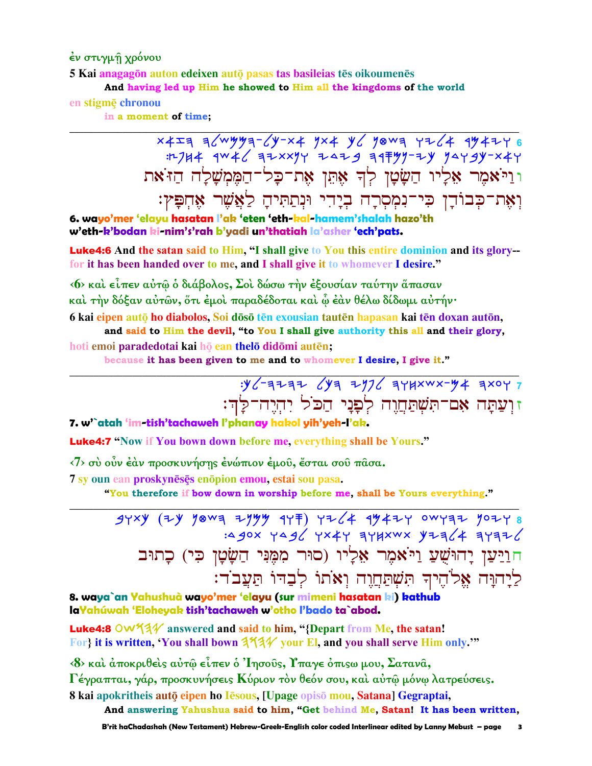ἐν στιγμῇ χρόνου

5 Kai anagagōn auton edeixen autō pasas tas basileias tēs oikoumenēs

And having led up Him he showed to Him all the kingdoms of the world

en stigmē chronou

in a moment of time;

---

6 ויאמר אליו השטן לך אתן את־כל־הממשלה הזאת ואת־כבודן כי־נמסרה בידי ונתתיה לאשר אחפץ:

ו וַיֹּאמֶר אֵלָיו הַשָּׂטָן לְךָ אֶתֵּן אֶת־כָּל־הַמֶּמְשָׁלָה הַזֹּאת וְאֶת־כְּבוֹדָן כִּי־נִמְסְרָה בְיָדִי וּנְתַתִּיהָ לַאֲשֶׁר אֶחְפָּץ׃

**6. wayo'mer 'elayu hasatan l'ak 'eten 'eth-kal-hamem'shalah hazo'th w'eth-k'bodan ki-nim's'rah b'yadi un'thatiah la'asher 'ech'pats.**

**Luke4:6** And the satan said to Him, "I shall give to You this entire dominion and its glory-- for it has been handed over to me, and I shall give it to whomever I desire."

‹6› καὶ εἶπεν αὐτῷ ὁ διάβολος, Σοὶ δώσω τὴν ἐξουσίαν ταύτην ἅπασαν καὶ τὴν δόξαν αὐτῶν, ὅτι ἐμοὶ παραδέδοται καὶ ᾧ ἐὰν θέλω δίδωμι αὐτήν·

6 kai eipen autō ho diabolos, Soi dōsō tēn exousian tautēn hapasan kai tēn doxan autōn,

and said to Him the devil, "to You I shall give authority this all and their glory,

hoti emoi paradedotai kai hō ean thelō didōmi autēn;

because it has been given to me and to whomever I desire, I give it."

---

7 ועתה אם־תשתחוה לפני הכל יהיה־לך:

ז וְעַתָּה אִם־תִּשְׁתַּחֲוֶה לְפָנַי הַכֹּל יִהְיֶה־לָּךְ׃

**7. w'`atah 'im-tish'tachaweh l'phanay hakol yih'yeh-l'ak.**

**Luke4:7** "Now if You bown down before me, everything shall be Yours."

‹7› σὺ οὖν ἐὰν προσκυνήσῃς ἐνώπιον ἐμοῦ, ἔσται σοῦ πᾶσα.

7 sy oun ean proskynēsēs enōpion emou, estai sou pasa.

"You therefore if bow down in worship before me, shall be Yours everything."

---

8 ויען יהושע ויאמר אליו (סור ממני השטן כי) כתוב ליהוה אלהיך תשתחוה ואתו לבדו תעבד:

ח וַיַּעַן יָהוּשֻׁעַ וַיֹּאמֶר אֵלָיו (סוּר מִמֶּנִּי הַשָּׂטָן כִּי) כָּתוּב לַיָהוָה אֱלֹהֶיךָ תִּשְׁתַּחֲוֶה וְאֹתוֹ לְבַדּוֹ תַּעֲבֹד׃

**8. waya`an Yahushua wayo'mer 'elayu (sur mimeni hasatan ki) kathub laYahúwah 'Eloheyak tish'tachaweh w'otho l'bado ta`abod.**

**Luke4:8** OWSHY answered and said to him, "{Depart from Me, the satan! For} it is written, 'You shall bown HWHY your El, and you shall serve Him only.'"

‹8› καὶ ἀποκριθεὶς αὐτῷ εἶπεν ὁ Ἰησοῦς, Ὕπαγε ὀπίσω μου, Σατανᾶ, Γέγραπται, γάρ, προσκυνήσεις Κύριον τὸν θεόν σου, καὶ αὐτῷ μόνῳ λατρεύσεις.

8 kai apokritheis autō eipen ho Iēsous, [Upage opisō mou, Satana] Gegraptai,

And answering Yahushua said to him, "Get behind Me, Satan! It has been written,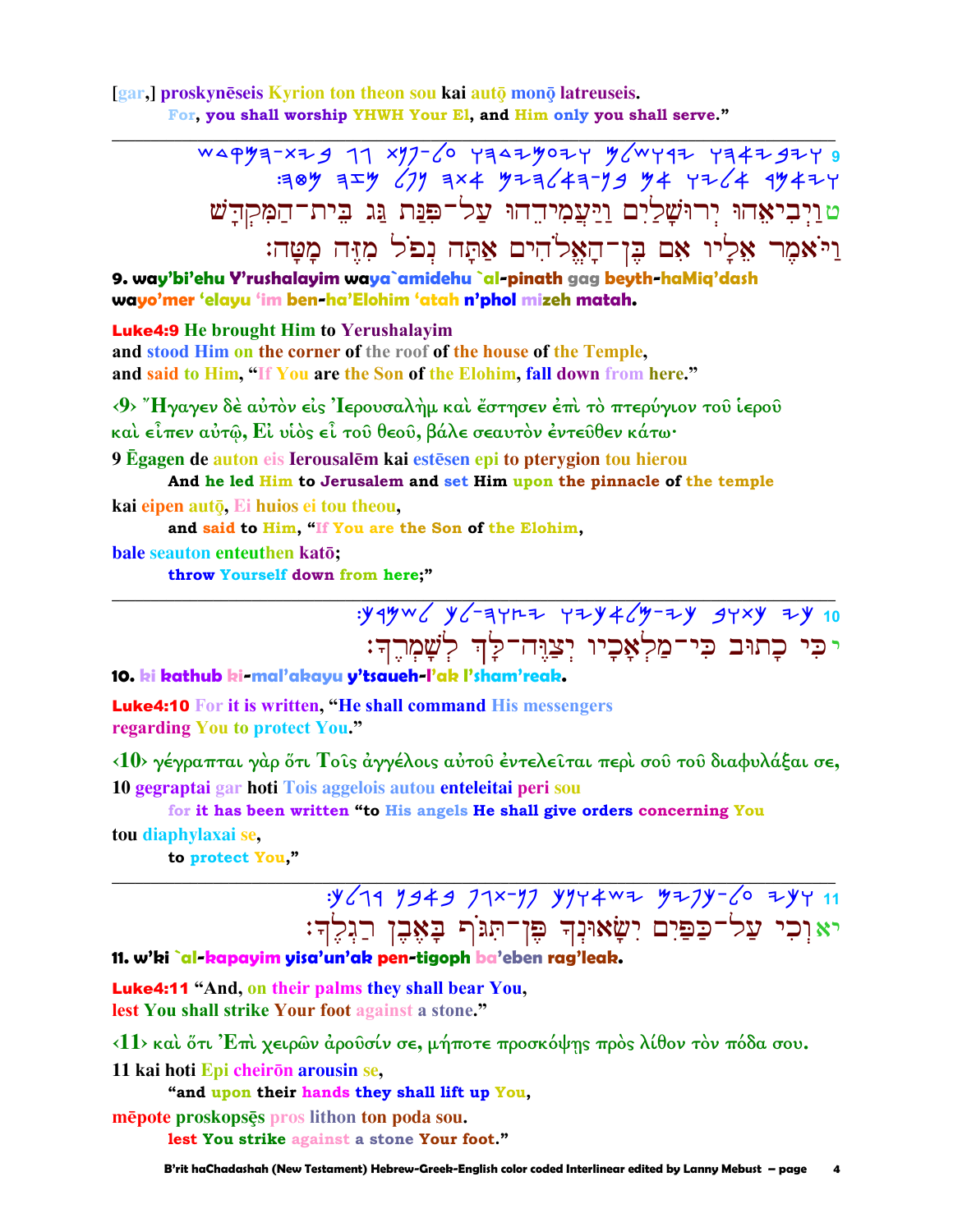[gar,] proskynēseis Kyrion ton theon sou kai autō monō latreuseis.
For, you shall worship YHWH Your El, and Him only you shall serve."

---

ט וַיְבִיאֵהוּ יְרוּשָׁלַיִם וַיַּעֲמִידֵהוּ עַל־פִּנַּת גַּג בֵּית־הַמִּקְדָּשׁ וַיֹּאמֶר אֵלָיו אִם בֶּן־הָאֱלֹהִים אַתָּה נְפֹל מִזֶּה מָטָּה׃

**9. way'bi'ehu Y'rushalayim waya`amidehu `al-pinath gag beyth-haMiq'dash wayo'mer 'elayu 'im ben-ha'Elohim 'atah n'phol mizeh matah.**

**Luke4:9 He brought Him to Yerushalayim and stood Him on the corner of the roof of the house of the Temple, and said to Him, "If You are the Son of the Elohim, fall down from here."**

‹9› Ἤγαγεν δὲ αὐτὸν εἰς Ἰερουσαλὴμ καὶ ἔστησεν ἐπὶ τὸ πτερύγιον τοῦ ἱεροῦ καὶ εἶπεν αὐτῷ, Εἰ υἱὸς εἶ τοῦ θεοῦ, βάλε σεαυτὸν ἐντεῦθεν κάτω·

9 Ēgagen de auton eis Ierousalēm kai estēsen epi to pterygion tou hierou
And he led Him to Jerusalem and set Him upon the pinnacle of the temple

kai eipen autō, Ei huios ei tou theou,
and said to Him, "If You are the Son of the Elohim,

bale seauton enteuthen katō;
throw Yourself down from here;"

---

י כִּי כָתוּב כִּי־מַלְאָכָיו יְצַוֶּה־לָּךְ לִשְׁמָרְךָ׃

**10. ki kathub ki-mal'akayu y'tsaueh-l'ak l'sham'reak.**

**Luke4:10 For it is written, "He shall command His messengers regarding You to protect You."**

‹10› γέγραπται γὰρ ὅτι Τοῖς ἀγγέλοις αὐτοῦ ἐντελεῖται περὶ σοῦ τοῦ διαφυλάξαι σε,

10 gegraptai gar hoti Tois aggelois autou enteleitai peri sou
for it has been written "to His angels He shall give orders concerning You

tou diaphylaxai se,
to protect You,"

---

יא וְכִי עַל־כַּפַּיִם יִשָּׂאוּנְךָ פֶּן־תִּגֹּף בָּאֶבֶן רַגְלֶךָ׃

**11. w'ki `al-kapayim yisa'un'ak pen-tigoph ba'eben rag'leak.**

**Luke4:11 "And, on their palms they shall bear You, lest You shall strike Your foot against a stone."**

‹11› καὶ ὅτι Ἐπὶ χειρῶν ἀροῦσίν σε, μήποτε προσκόψῃς πρὸς λίθον τὸν πόδα σου.

11 kai hoti Epi cheirōn arousin se,
"and upon their hands they shall lift up You,

mēpote proskopsēs pros lithon ton poda sou.
lest You strike against a stone Your foot."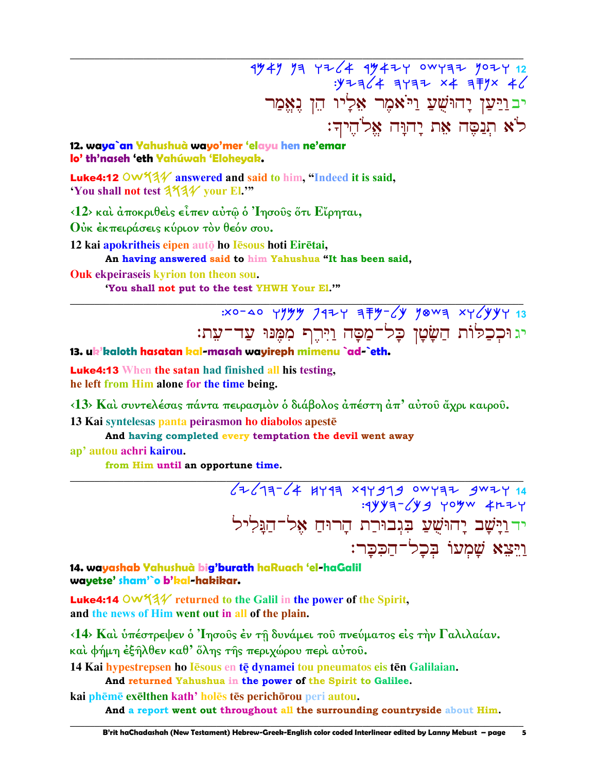12 ‎4𐤌4𐤍 𐤍𐤄 𐤅𐤉𐤋4 4𐤌4𐤉𐤅 𐤏𐤔𐤅𐤄𐤉 𐤍𐤏𐤉𐤅‎
‎:𐤊𐤉𐤄𐤋4 𐤄𐤅𐤄𐤉 𐤕4 𐤄𐤎𐤍𐤕 4𐤋‎

יב וַיַּעַן יָהוּשֻׁעַ וַיֹּאמֶר אֵלָיו הֵן נֶאֱמַר
לֹא תְנַסֶּה אֵת יָהוָּה אֱלֹהֶיךָ׃

**12. waya`an Yahushuà wayo'mer 'elayu hen ne'emar lo' th'naseh 'eth Yahúwah 'Eloheyak.**

**Luke4:12** 𐤏𐤔𐤅𐤄𐤉 answered and said to him, "Indeed it is said, 'You shall not test 𐤄𐤅𐤄𐤉 your El.'"

‹12› καὶ ἀποκριθεὶς εἶπεν αὐτῷ ὁ Ἰησοῦς ὅτι Εἴρηται, Οὐκ ἐκπειράσεις κύριον τὸν θεόν σου.

12 kai apokritheis eipen autō ho Iēsous hoti Eirētai,
**An having answered said to him Yahushua "It has been said,**
Ouk ekpeiraseis kyrion ton theon sou.
**'You shall not put to the test YHWH Your El.'"**

---

13 ‎:𐤕𐤏-𐤃𐤏 𐤅𐤍𐤌𐤌 𐤐𐤓𐤉𐤅 𐤄𐤎𐤌-𐤋𐤊 𐤍𐤈𐤔𐤄 𐤕𐤅𐤋𐤊𐤊𐤅‎

יג וּכְכַלּוֹת הַשָּׂטָן כָּל־מַסָּה וַיִּרֶף מִמֶּנּוּ עַד־עֵת׃

**13. uk'kaloth hasatan kal-masah wayireph mimenu `ad-`eth.**

**Luke4:13** When the satan had finished all his testing, he left from Him alone for the time being.

‹13› Καὶ συντελέσας πάντα πειρασμὸν ὁ διάβολος ἀπέστη ἀπ' αὐτοῦ ἄχρι καιροῦ.

13 Kai syntelesas panta peirasmon ho diabolos apestē
**And having completed every temptation the devil went away**
ap' autou achri kairou.
**from Him until an opportune time.**

---

14 ‎𐤋𐤉𐤋𐤂𐤄-𐤋4 𐤇𐤅𐤓𐤄 𐤕𐤓𐤅𐤁𐤂𐤁 𐤏𐤔𐤅𐤄𐤉 𐤁𐤔𐤉𐤅‎
‎:𐤓𐤊𐤊𐤄-𐤋𐤊𐤁 𐤅𐤏𐤌𐤔 4𐤑𐤉𐤅‎

יד וַיָּשָׁב יָהוּשֻׁעַ בִּגְבוּרַת הָרוּחַ אֶל־הַגָּלִיל
וַיֵּצֵא שָׁמְעוֹ בְּכָל־הַכִּכָּר׃

**14. wayashab Yahushuà big'burath haRuach 'el-haGalil wayetse' sham'`o b'kal-hakikar.**

**Luke4:14** 𐤏𐤔𐤅𐤄𐤉 returned to the Galil in the power of the Spirit, and the news of Him went out in all of the plain.

‹14› Καὶ ὑπέστρεψεν ὁ Ἰησοῦς ἐν τῇ δυνάμει τοῦ πνεύματος εἰς τὴν Γαλιλαίαν. καὶ φήμη ἐξῆλθεν καθ' ὅλης τῆς περιχώρου περὶ αὐτοῦ.

14 Kai hypestrepsen ho Iēsous en tē dynamei tou pneumatos eis tēn Galilaian.
**And returned Yahushua in the power of the Spirit to Galilee.**
kai phēmē exēlthen kath' holēs tēs perichōrou peri autou.
**And a report went out throughout all the surrounding countryside about Him.**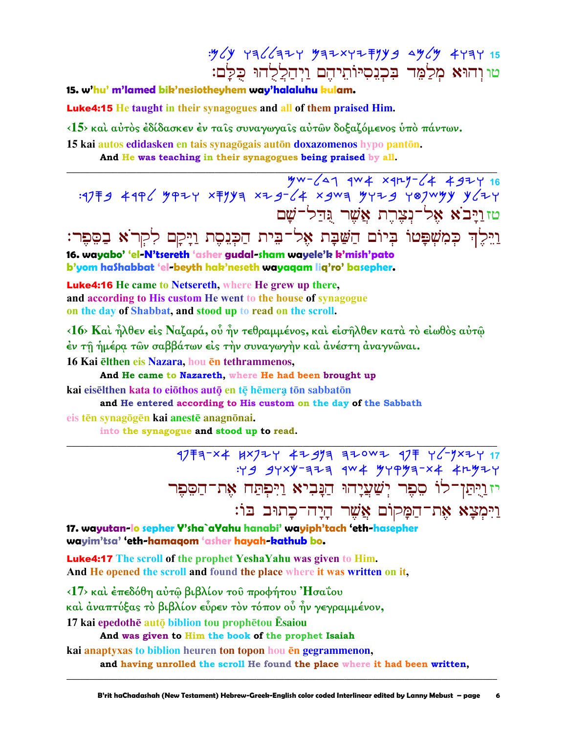:םלכ והוללהיו םהיתויסנכב דמלמ אוהו 15

טו וְהוּא מְלַמֵּד בִּכְנֵסִיּוֹתֵיהֶם וַיְהַלְלֻהוּ כֻּלָּם׃

**15. w'hu' m'lamed bik'nesiotheyhem way'halaluhu kulam.**

**Luke4:15** He taught in their synagogues and all of them praised Him.

‹15› καὶ αὐτὸς ἐδίδασκεν ἐν ταῖς συναγωγαῖς αὐτῶν δοξαζόμενος ὑπὸ πάντων.

**15 kai autos edidasken en tais synagōgais autōn doxazomenos hypo pantōn.**

**And He was teaching in their synagogues being praised by all.**

---

םש-לדג רשא תרצנ-לא אביו 16
:רפסב ארקל םקיו תסנכה תיב-לא תבשה םויב וטפשמכ ךליו

טז וַיָּבֹא אֶל־נְצֶרֶת אֲשֶׁר גֻּדַּל־שָׁם
וַיֵּלֶךְ כְּמִשְׁפָּטוֹ בְּיוֹם הַשַּׁבָּת אֶל־בֵּית הַכְּנֶסֶת וַיָּקָם לִקְרֹא בַּסֵּפֶר׃

**16. wayabo' 'el-N'tsereth 'asher gudal-sham wayele'k k'mish'pato b'yom haShabbat 'el-beyth hak'neseth wayaqam liq'ro' basepher.**

**Luke4:16** He came to Netsereth, where He grew up there, and according to His custom He went to the house of synagogue on the day of Shabbat, and stood up to read on the scroll.

‹16› Καὶ ἦλθεν εἰς Ναζαρά, οὗ ἦν τεθραμμένος, καὶ εἰσῆλθεν κατὰ τὸ εἰωθὸς αὐτῷ ἐν τῇ ἡμέρᾳ τῶν σαββάτων εἰς τὴν συναγωγὴν καὶ ἀνέστη ἀναγνῶναι.

**16 Kai ēlthen eis Nazara, hou ēn tethrammenos,**

**And He came to Nazareth, where He had been brought up**

**kai eisēlthen kata to eiōthos autō̧ en tȩ̄ hēmera̧ tōn sabbatōn**

**and He entered according to His custom on the day of the Sabbath**

**eis tēn synagōgēn kai anestē anagnōnai.**

**into the synagogue and stood up to read.**

---

רפסה-תא חתפיו איבנה והיעשי רפס ול-ןתיו 17
:וב בותכ-היה רשא םוקמה-תא אצמיו

יז וַיֻּתַּן־לוֹ סֵפֶר יְשַׁעְיָהוּ הַנָּבִיא וַיִּפְתַּח אֶת־הַסֵּפֶר
וַיִּמְצָא אֶת־הַמָּקוֹם אֲשֶׁר הָיָה־כָתוּב בּוֹ׃

**17. wayutan-lo sepher Y'sha`aYahu hanabi' wayiph'tach 'eth-hasepher wayim'tsa' 'eth-hamaqom 'asher hayah-kathub bo.**

**Luke4:17** The scroll of the prophet YeshaYahu was given to Him. And He opened the scroll and found the place where it was written on it,

‹17› καὶ ἐπεδόθη αὐτῷ βιβλίον τοῦ προφήτου Ἠσαΐου καὶ ἀναπτύξας τὸ βιβλίον εὗρεν τὸν τόπον οὗ ἦν γεγραμμένον,

**17 kai epedothē autō̧ biblion tou prophētou Ēsaiou**

**And was given to Him the book of the prophet Isaiah**

**kai anaptyxas to biblion heuren ton topon hou ēn gegrammenon,**

**and having unrolled the scroll He found the place where it had been written,**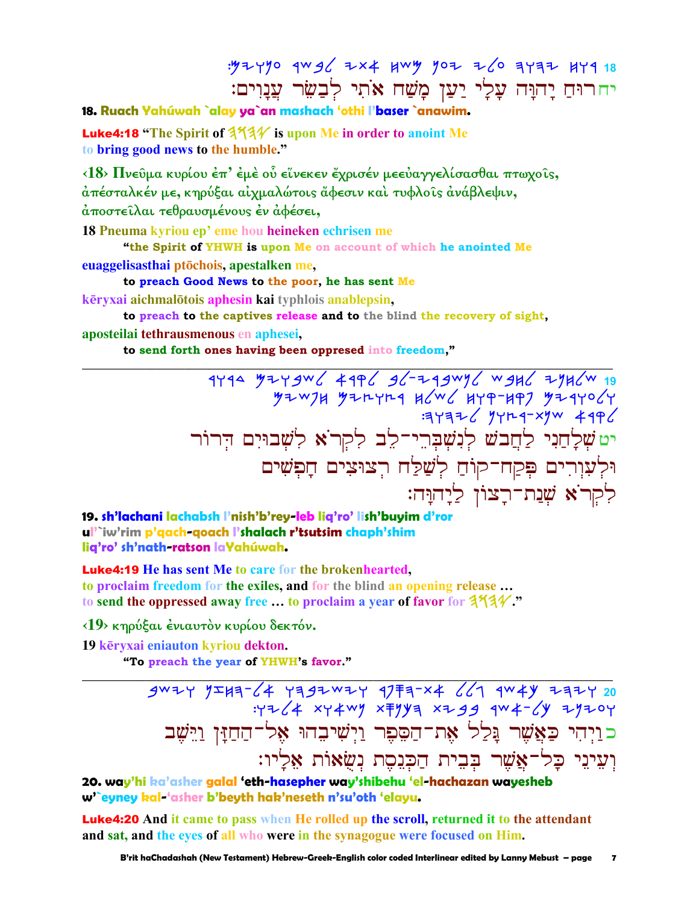18 :ענוים לבשר אתי משח יען עלי יהוה רוח
יחרוּחַ יָהוָּה עָלַי יַעַן מָשַׁח אֹתִי לְבַשֵּׂר עֲנָוִים:

**18. Ruach Yahúwah `alay ya`an mashach 'othi l'baser `anawim.**

**Luke4:18** "The Spirit of יהוה is upon Me in order to anoint Me to bring good news to the humble."

‹18› Πνεῦμα κυρίου ἐπ' ἐμὲ οὗ εἵνεκεν ἔχρισέν μεεὐαγγελίσασθαι πτωχοῖς, ἀπέσταλκέν με, κηρύξαι αἰχμαλώτοις ἄφεσιν καὶ τυφλοῖς ἀνάβλεψιν, ἀποστεῖλαι τεθραυσμένους ἐν ἀφέσει,

18 Pneuma kyriou ep' eme hou heineken echrisen me
"the Spirit of YHWH is upon Me on account of which he anointed Me

euaggelisasthai ptōchois, apestalken me,
to preach Good News to the poor, he has sent Me

kēryxai aichmalōtois aphesin kai typhlois anablepsin,
to preach to the captives release and to the blind the recovery of sight,

aposteilai tethrausmenous en aphesei,
to send forth ones having been oppresed into freedom,"

---

19 שלחני לחבש לנשברי־לב לקרא לשבוים דרור ולעורים פקח־קוח לשלח רצוצים חפשים :לקרא שנת־רצון ליהוה
יט שְׁלָחַנִי לַחֲבֹשׁ לְנִשְׁבְּרֵי־לֵב לִקְרֹא לִשְׁבוּיִם דְּרוֹר וּלְעִוְרִים פְּקַח־קוֹחַ לְשַׁלַּח רְצוּצִים חָפְשִׁים לִקְרֹא שְׁנַת־רָצוֹן לַיהוָּה:

**19. sh'lachani lachabsh l'nish'b'rey-leb liq'ro' lish'buyim d'ror ul'`iw'rim p'qach-qoach l'shalach r'tsutsim chaph'shim liq'ro' sh'nath-ratson laYahúwah.**

**Luke4:19** He has sent Me to care for the brokenhearted, to proclaim freedom for the exiles, and for the blind an opening release … to send the oppressed away free … to proclaim a year of favor for יהוה."

‹19› κηρύξαι ἐνιαυτὸν κυρίου δεκτόν.

19 kēryxai eniauton kyriou dekton.
"To preach the year of YHWH's favor."

---

20 ויהי כאשר גלל את־הספר וישיבהו אל־החזן וישב ועיני כל־אשר בבית הכנסת נשאות אליו:
כוַיְהִי כַּאֲשֶׁר גָּלַל אֶת־הַסֵּפֶר וַיְשִׁיבֵהוּ אֶל־הַחַזָּן וַיֵּשֶׁב וְעֵינֵי כָּל־אֲשֶׁר בְּבֵית הַכְּנֶסֶת נְשֻׂאוֹת אֵלָיו:

**20. way'hi ka'asher galal 'eth-hasepher way'shibehu 'el-hachazan wayesheb w'`eyney kal-'asher b'beyth hak'neseth n'su'oth 'elayu.**

**Luke4:20** And it came to pass when He rolled up the scroll, returned it to the attendant and sat, and the eyes of all who were in the synagogue were focused on Him.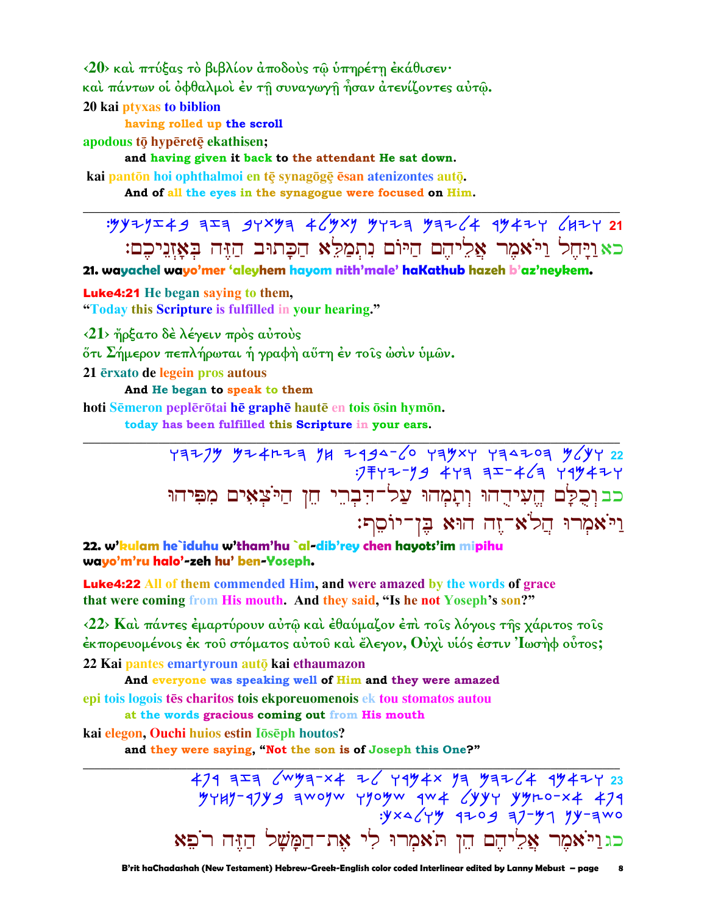‹20› καὶ πτύξας τὸ βιβλίον ἀποδοὺς τῷ ὑπηρέτῃ ἐκάθισεν·
καὶ πάντων οἱ ὀφθαλμοὶ ἐν τῇ συναγωγῇ ἦσαν ἀτενίζοντες αὐτῷ.

20 kai ptyxas to biblion
having rolled up the scroll
apodous tō hypēretē ekathisen;
and having given it back to the attendant He sat down.
kai pantōn hoi ophthalmoi en tē synagōgē ēsan atenizontes autō.
And of all the eyes in the synagogue were focused on Him.

---

כא וַיָּחֶל וַיֹּאמֶר אֲלֵיהֶם הַיּוֹם נִתְמַלֵּא הַכָּתוּב הַזֶּה בְּאָזְנֵיכֶם׃

**21. wayachel wayo'mer 'aleyhem hayom nith'male' haKathub hazeh b'az'neykem.**

**Luke4:21** He began saying to them,
"Today this Scripture is fulfilled in your hearing."

‹21› ἤρξατο δὲ λέγειν πρὸς αὐτοὺς
ὅτι Σήμερον πεπλήρωται ἡ γραφὴ αὕτη ἐν τοῖς ὠσὶν ὑμῶν.

21 ērxato de legein pros autous
And He began to speak to them
hoti Sēmeron peplērōtai hē graphē hautē en tois ōsin hymōn.
today has been fulfilled this Scripture in your ears.

---

כב וְכֻלָּם הֶעִידֻהוּ וְתָמְהוּ עַל־דִּבְרֵי חֵן הַיֹּצְאִים מִפִּיהוּ
וַיֹּאמְרוּ הֲלֹא־זֶה הוּא בֶּן־יוֹסֵף׃

**22. w'kulam he`iduhu w'tham'hu `al-dib'rey chen hayots'im mipihu wayo'm'ru halo'-zeh hu' ben-Yoseph.**

**Luke4:22** All of them commended Him, and were amazed by the words of grace that were coming from His mouth. And they said, "Is he not Yoseph's son?"

‹22› Καὶ πάντες ἐμαρτύρουν αὐτῷ καὶ ἐθαύμαζον ἐπὶ τοῖς λόγοις τῆς χάριτος τοῖς ἐκπορευομένοις ἐκ τοῦ στόματος αὐτοῦ καὶ ἔλεγον, Οὐχὶ υἱός ἐστιν Ἰωσὴφ οὗτος;

22 Kai pantes emartyroun autō kai ethaumazon
And everyone was speaking well of Him and they were amazed
epi tois logois tēs charitos tois ekporeuomenois ek tou stomatos autou
at the words gracious coming out from His mouth
kai elegon, Ouchi huios estin Iōsēph houtos?
and they were saying, "Not the son is of Joseph this One?"

---

כג וַיֹּאמֶר אֲלֵיהֶם הֵן תֹּאמְרוּ לִי אֶת־הַמָּשָׁל הַזֶּה רֹפֵא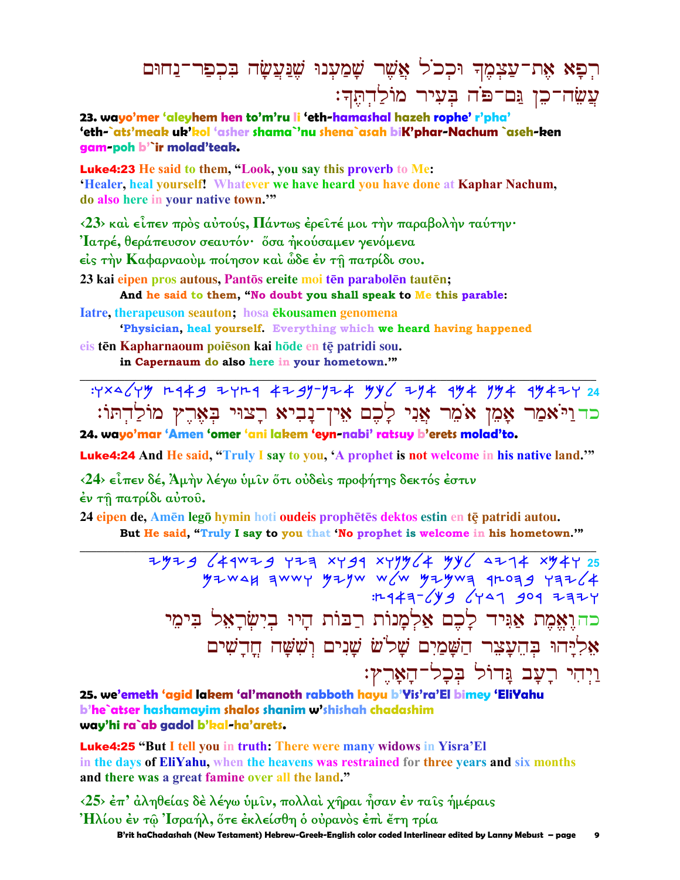רְפָא אֶת־עַצְמֶךָ וּכְכֹל אֲשֶׁר שָׁמַעְנוּ שֶׁנַּעֲשָׂה בִּכְפַר־נַחוּם עֲשֵׂה־כֵן גַּם־פֹּה בְּעִיר מוֹלַדְתֶּךָ׃

**23. wayo'mer 'aleyhem hen to'm'ru li 'eth-hamashal hazeh rophe' r'pha' 'eth-`ats'meak uk'kol 'asher shama`'nu shena`asah biK'phar-Nachum `aseh-ken gam-poh b'`ir molad'teak.**

**Luke4:23** He said to them, "Look, you say this proverb to Me: 'Healer, heal yourself! Whatever we have heard you have done at Kaphar Nachum, do also here in your native town.'"

‹23› καὶ εἶπεν πρὸς αὐτούς, Πάντως ἐρεῖτέ μοι τὴν παραβολὴν ταύτην· Ἰατρέ, θεράπευσον σεαυτόν· ὅσα ἠκούσαμεν γενόμενα εἰς τὴν Καφαρναοὺμ ποίησον καὶ ὧδε ἐν τῇ πατρίδι σου.

23 kai eipen pros autous, Pantōs ereite moi tēn parabolēn tautēn;
**And he said to them, "No doubt you shall speak to Me this parable:**
Iatre, therapeuson seauton; hosa ēkousamen genomena
**'Physician, heal yourself. Everything which we heard having happened**
eis tēn Kapharnaoum poiēson kai hōde en tę patridi sou.
**in Capernaum do also here in your hometown.'"**

---

24 כד וַיֹּאמַר אָמֵן אֹמֵר אֲנִי לָכֶם אֵין־נָבִיא רָצוּי בְּאֶרֶץ מוֹלַדְתּוֹ׃

**24. wayo'mar 'Amen 'omer 'ani lakem 'eyn-nabi' ratsuy b'erets molad'to.**

**Luke4:24** And He said, "Truly I say to you, 'A prophet is not welcome in his native land.'"

‹24› εἶπεν δέ, Ἀμὴν λέγω ὑμῖν ὅτι οὐδεὶς προφήτης δεκτός ἐστιν ἐν τῇ πατρίδι αὐτοῦ.

24 eipen de, Amēn legō hymin hoti oudeis prophētēs dektos estin en tę patridi autou.
**But He said, "Truly I say to you that 'No prophet is welcome in his hometown.'"**

---

25 כה וֶאֱמֶת אַגִּיד לָכֶם אַלְמָנוֹת רַבּוֹת הָיוּ בְּיִשְׂרָאֵל בִּימֵי אֵלִיָּהוּ בְּהֵעָצֵר הַשָּׁמַיִם שָׁלֹשׁ שָׁנִים וְשִׁשָּׁה חֳדָשִׁים וַיְהִי רָעָב גָּדוֹל בְּכָל־הָאָרֶץ׃

**25. we'emeth 'agid lakem 'al'manoth rabboth hayu b'Yis'ra'El bimey 'EliYahu b'he`atser hashamayim shalos shanim w'shishah chadashim way'hi ra`ab gadol b'kal-ha'arets.**

**Luke4:25** "But I tell you in truth: There were many widows in Yisra'El in the days of EliYahu, when the heavens was restrained for three years and six months and there was a great famine over all the land."

‹25› ἐπ' ἀληθείας δὲ λέγω ὑμῖν, πολλαὶ χῆραι ἦσαν ἐν ταῖς ἡμέραις Ἠλίου ἐν τῷ Ἰσραήλ, ὅτε ἐκλείσθη ὁ οὐρανὸς ἐπὶ ἔτη τρία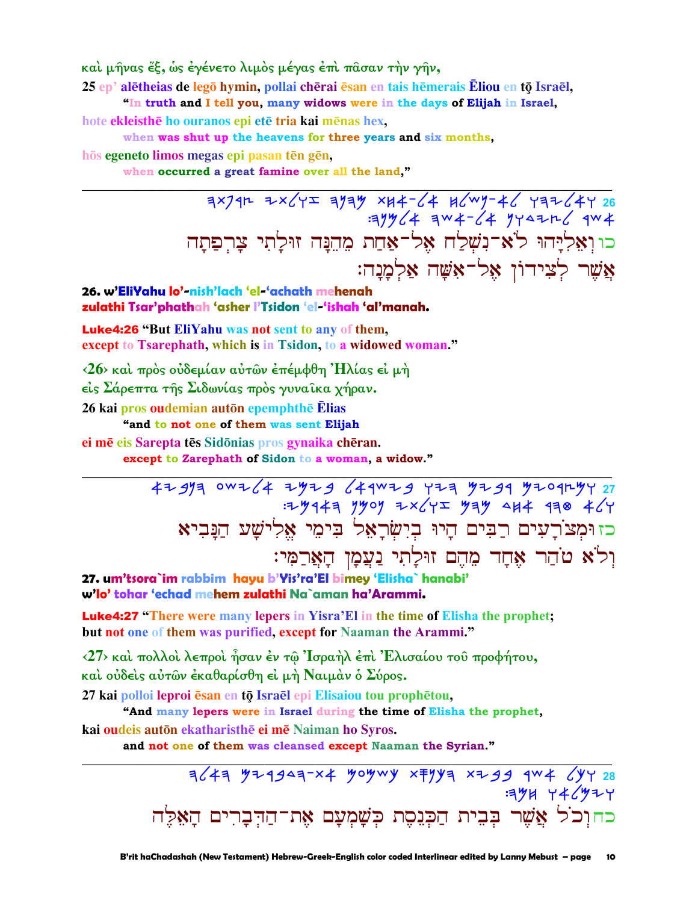καὶ μῆνας ἕξ, ὡς ἐγένετο λιμὸς μέγας ἐπὶ πᾶσαν τὴν γῆν,

25 ep' alētheias de legō hymin, pollai chērai ēsan en tais hēmerais Ēliou en tō̜ Israēl,
"In truth and I tell you, many widows were in the days of Elijah in Israel,

hote ekleisthē ho ouranos epi etē tria kai mēnas hex,
when was shut up the heavens for three years and six months,

hōs egeneto limos megas epi pasan tēn gēn,
when occurred a great famine over all the land,"

---

כו וְאֵלִיָּהוּ לֹא־נִשְׁלַח אֶל־אַחַת מֵהֵנָּה זוּלָתִי צָרְפָתָה
אֲשֶׁר לְצִידוֹן אֶל־אִשָּׁה אַלְמָנָה׃

**26. w'EliYahu lo'-nish'lach 'el-'achath mehenah zulathi Tsar'phathah 'asher l'Tsidon 'el-'ishah 'al'manah.**

**Luke4:26 "But EliYahu was not sent to any of them, except to Tsarephath, which is in Tsidon, to a widowed woman."**

‹26› καὶ πρὸς οὐδεμίαν αὐτῶν ἐπέμφθη Ἠλίας εἰ μὴ εἰς Σάρεπτα τῆς Σιδωνίας πρὸς γυναῖκα χήραν.

26 kai pros oudemian autōn epemphthē Ēlias
"and to not one of them was sent Elijah

ei mē eis Sarepta tēs Sidōnias pros gynaika chēran.
except to Zarephath of Sidon to a woman, a widow."

---

כז וּמְצֹרָעִים רַבִּים הָיוּ בְּיִשְׂרָאֵל בִּימֵי אֱלִישָׁע הַנָּבִיא
וְלֹא טֹהַר אֶחָד מֵהֶם זוּלָתִי נַעֲמָן הָאֲרַמִּי׃

**27. um'tsora`im rabbim hayu b'Yis'ra'El bimey 'Elisha` hanabi' w'lo' tohar 'echad mehem zulathi Na`aman ha'Arammi.**

**Luke4:27 "There were many lepers in Yisra'El in the time of Elisha the prophet; but not one of them was purified, except for Naaman the Arammi."**

‹27› καὶ πολλοὶ λεπροὶ ἦσαν ἐν τῷ Ἰσραὴλ ἐπὶ Ἐλισαίου τοῦ προφήτου, καὶ οὐδεὶς αὐτῶν ἐκαθαρίσθη εἰ μὴ Ναιμὰν ὁ Σύρος.

27 kai polloi leproi ēsan en tō̜ Israēl epi Elisaiou tou prophētou,
"And many lepers were in Israel during the time of Elisha the prophet,

kai oudeis autōn ekatharisthē ei mē Naiman ho Syros.
and not one of them was cleansed except Naaman the Syrian."

---

כח וְכֹל אֲשֶׁר בְּבֵית הַכְּנֶסֶת כְּשָׁמְעָם אֶת־הַדְּבָרִים הָאֵלֶּה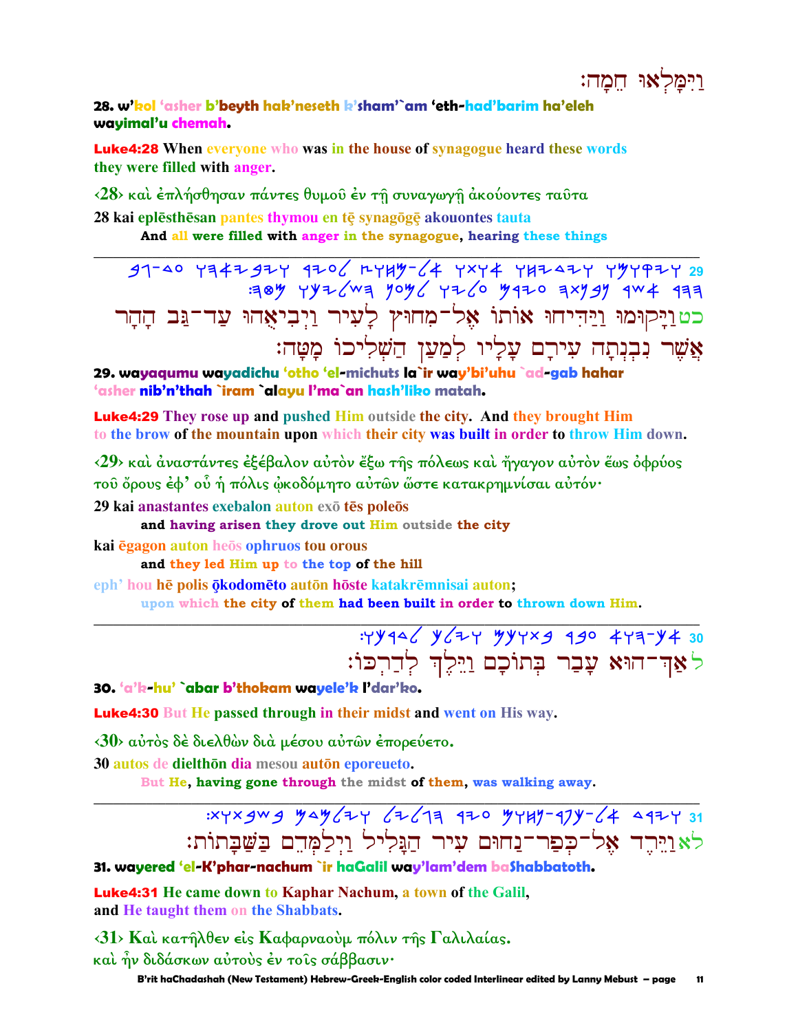וַיִּמָּלְאוּ חֵמָה׃

**28. w'kol 'asher b'beyth hak'neseth k'sham'`am 'eth-had'barim ha'eleh wayimal'u chemah.**

**Luke4:28** When everyone who was in the house of synagogue heard these words they were filled with anger.

‹28› καὶ ἐπλήσθησαν πάντες θυμοῦ ἐν τῇ συναγωγῇ ἀκούοντες ταῦτα

28 kai eplēsthēsan pantes thymou en tē synagōgē akouontes tauta

**And all were filled with anger in the synagogue, hearing these things**

---

כט וַיָּקוּמוּ וַיַּדִּיחוּ אוֹתוֹ אֶל־מִחוּץ לָעִיר וַיְבִיאֻהוּ עַד־גַּב הָהָר אֲשֶׁר נִבְנְתָה עִירָם עָלָיו לְמַעַן הַשְׁלִיכוֹ מָטָּה׃

**29. wayaqumu wayadichu 'otho 'el-michuts la`ir way'bi'uhu `ad-gab hahar 'asher nib'n'thah `iram `alayu l'ma`an hash'liko matah.**

**Luke4:29** They rose up and pushed Him outside the city. And they brought Him to the brow of the mountain upon which their city was built in order to throw Him down.

‹29› καὶ ἀναστάντες ἐξέβαλον αὐτὸν ἔξω τῆς πόλεως καὶ ἤγαγον αὐτὸν ἕως ὀφρύος τοῦ ὄρους ἐφ' οὗ ἡ πόλις ᾠκοδόμητο αὐτῶν ὥστε κατακρημνίσαι αὐτόν·

29 kai anastantes exebalon auton exō tēs poleōs

**and having arisen they drove out Him outside the city**

kai ēgagon auton heōs ophruos tou orous

**and they led Him up to the top of the hill**

eph' hou hē polis ōkodomēto autōn hōste katakrēmnisai auton;

**upon which the city of them had been built in order to thrown down Him.**

---

ל אַךְ־הוּא עָבַר בְּתוֹכָם וַיֵּלֶךְ לְדַרְכּוֹ׃

**30. 'a'k-hu' `abar b'thokam wayele'k l'dar'ko.**

**Luke4:30** But He passed through in their midst and went on His way.

‹30› αὐτὸς δὲ διελθὼν διὰ μέσου αὐτῶν ἐπορεύετο.

30 autos de dielthōn dia mesou autōn eporeueto.

**But He, having gone through the midst of them, was walking away.**

---

לא וַיֵּרֶד אֶל־כְּפַר־נַחוּם עִיר הַגָּלִיל וַיְלַמְּדֵם בַּשַּׁבָּתוֹת׃

**31. wayered 'el-K'phar-nachum `ir haGalil way'lam'dem baShabbatoth.**

**Luke4:31** He came down to Kaphar Nachum, a town of the Galil, and He taught them on the Shabbats.

‹31› Καὶ κατῆλθεν εἰς Καφαρναοὺμ πόλιν τῆς Γαλιλαίας.
καὶ ἦν διδάσκων αὐτοὺς ἐν τοῖς σάββασιν·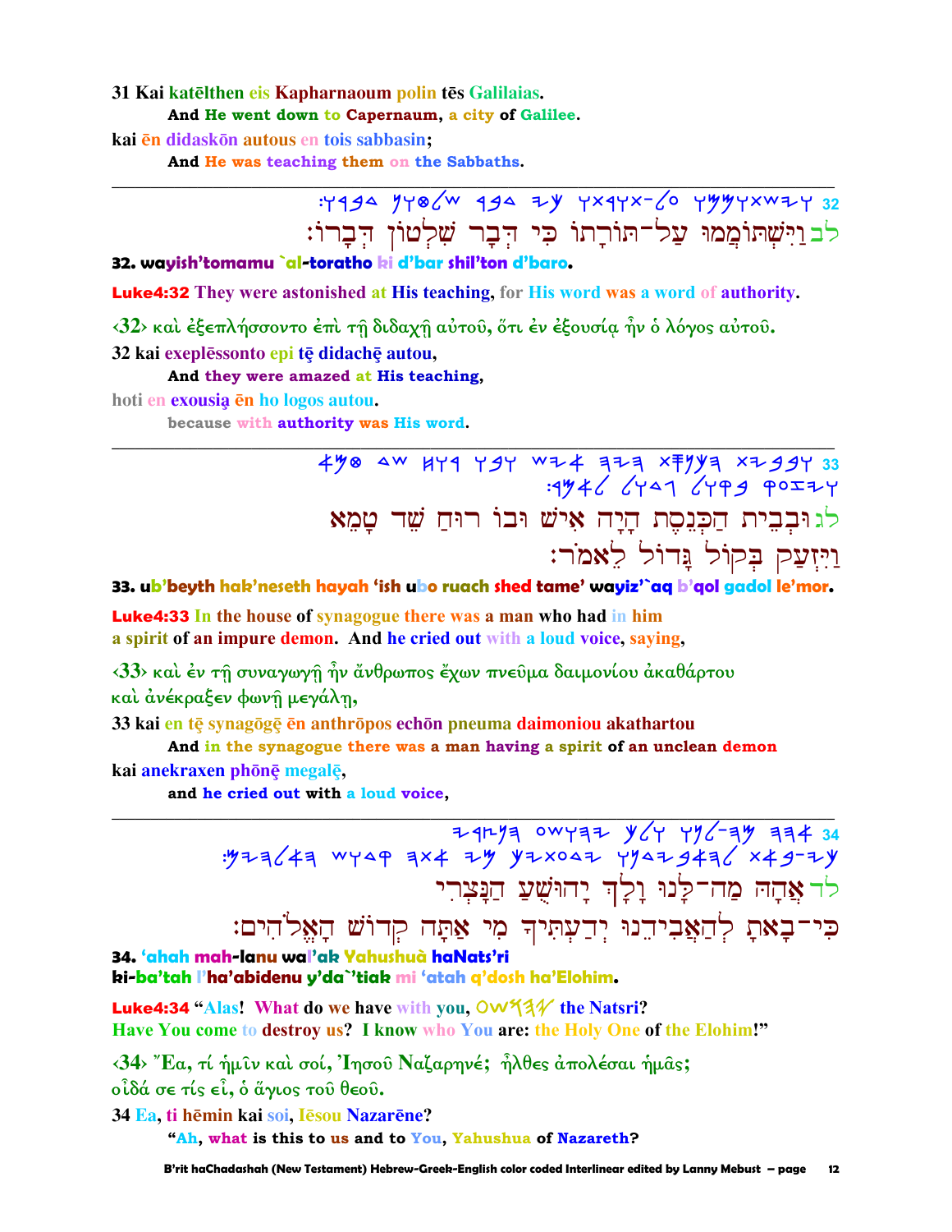31 Kai katēlthen eis Kapharnaoum polin tēs Galilaias.

**And He went down to Capernaum, a city of Galilee.**

kai ēn didaskōn autous en tois sabbasin;

**And He was teaching them on the Sabbaths.**

---

:ㄚ𐤓𐤁𐤃 ... 32

לב וַיִּשְׁתּוֹמְמוּ עַל־תּוֹרָתוֹ כִּי דְבַר שִׁלְטוֹן דְּבָרוֹ׃

**32. wayish'tomamu `al-toratho ki d'bar shil'ton d'baro.**

**Luke4:32** They were astonished at His teaching, for His word was a word of authority.

‹32› καὶ ἐξεπλήσσοντο ἐπὶ τῇ διδαχῇ αὐτοῦ, ὅτι ἐν ἐξουσίᾳ ἦν ὁ λόγος αὐτοῦ.

32 kai exeplēssonto epi tē didachē autou,

**And they were amazed at His teaching,**

hoti en exousią ēn ho logos autou.

**because with authority was His word.**

---

33

לג וּבְבֵית הַכְּנֶסֶת הָיָה אִישׁ וּבוֹ רוּחַ שֵׁד טָמֵא וַיִּזְעַק בְּקוֹל גָּדוֹל לֵאמֹר׃

**33. ub'beyth hak'neseth hayah 'ish ubo ruach shed tame' wayiz'`aq b'qol gadol le'mor.**

**Luke4:33** In the house of synagogue there was a man who had in him a spirit of an impure demon. And he cried out with a loud voice, saying,

‹33› καὶ ἐν τῇ συναγωγῇ ἦν ἄνθρωπος ἔχων πνεῦμα δαιμονίου ἀκαθάρτου καὶ ἀνέκραξεν φωνῇ μεγάλῃ,

33 kai en tē synagōgē ēn anthrōpos echōn pneuma daimoniou akathartou

**And in the synagogue there was a man having a spirit of an unclean demon**

kai anekraxen phōnē megalē,

**and he cried out with a loud voice,**

---

34

לד אֲהָהּ מַה־לָּנוּ וָלָךְ יָהוּשֻׁעַ הַנָּצְרִי כִּי־בָאתָ לְהַאֲבִידֵנוּ יְדַעְתִּיךָ מִי אַתָּה קְדוֹשׁ הָאֱלֹהִים׃

**34. 'ahah mah-lanu wal'ak Yahushuà haNats'ri ki-ba'tah l'ha'abidenu y'da`'tiak mi 'atah q'dosh ha'Elohim.**

**Luke4:34** "Alas! What do we have with you, Yahushua the Natsri? Have You come to destroy us? I know who You are: the Holy One of the Elohim!"

‹34› Ἔα, τί ἡμῖν καὶ σοί, Ἰησοῦ Ναζαρηνέ; ἦλθες ἀπολέσαι ἡμᾶς; οἶδά σε τίς εἶ, ὁ ἅγιος τοῦ θεοῦ.

34 Ea, ti hēmin kai soi, Iēsou Nazarēne?

**"Ah, what is this to us and to You, Yahushua of Nazareth?**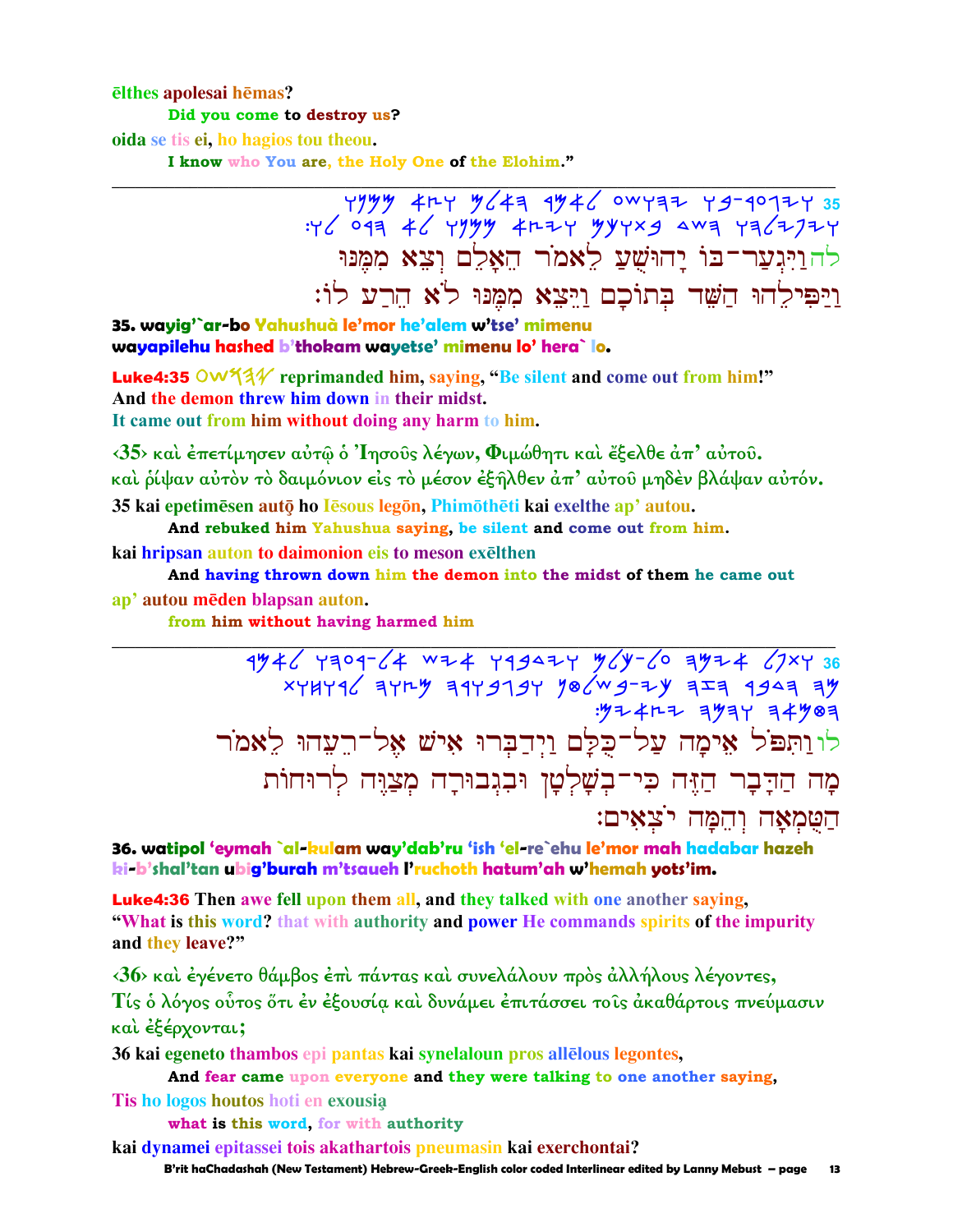ēlthes apolesai hēmas?

**Did you come to destroy us?**

oida se tis ei, ho hagios tou theou.

**I know who You are, the Holy One of the Elohim."**

---

35 לה וַיִּגְעַר־בּוֹ יָהוּשֻׁעַ לֵאמֹר הֵאָלֵם וְצֵא מִמֶּנּוּ
וַיַּפִּילֵהוּ הַשֵּׁד בְּתוֹכָם וַיֵּצֵא מִמֶּנּוּ לֹא הֵרַע לוֹ׃

**35. wayig'`ar-bo Yahushuà le'mor he'alem w'tse' mimenu wayapilehu hashed b'thokam wayetse' mimenu lo' hera` lo.**

**Luke4:35** 𐤉𐤄𐤅𐤔𐤏 reprimanded him, saying, "Be silent and come out from him!" And the demon threw him down in their midst. It came out from him without doing any harm to him.

‹35› καὶ ἐπετίμησεν αὐτῷ ὁ Ἰησοῦς λέγων, Φιμώθητι καὶ ἔξελθε ἀπ' αὐτοῦ. καὶ ῥίψαν αὐτὸν τὸ δαιμόνιον εἰς τὸ μέσον ἐξῆλθεν ἀπ' αὐτοῦ μηδὲν βλάψαν αὐτόν.

35 kai epetimēsen autǭ ho Iēsous legōn, Phimōthēti kai exelthe ap' autou.

**And rebuked him Yahushua saying, be silent and come out from him.**

kai hripsan auton to daimonion eis to meson exēlthen

**And having thrown down him the demon into the midst of them he came out**

ap' autou mēden blapsan auton.

**from him without having harmed him**

---

36 לו וַתִּפֹּל אֵימָה עַל־כֻּלָּם וַיְדַבְּרוּ אִישׁ אֶל־רֵעֵהוּ לֵאמֹר מָה הַדָּבָר הַזֶּה כִּי־בְשָׁלְטָן וּבִגְבוּרָה מְצַוֶּה לְרוּחוֹת הַטֻּמְאָה וְהֵמָּה יֹצְאִים׃

**36. watipol 'eymah `al-kulam way'dab'ru 'ish 'el-re`ehu le'mor mah hadabar hazeh ki-b'shal'tan ubig'burah m'tsaueh l'ruchoth hatum'ah w'hemah yots'im.**

**Luke4:36** Then awe fell upon them all, and they talked with one another saying, "What is this word? that with authority and power He commands spirits of the impurity and they leave?"

‹36› καὶ ἐγένετο θάμβος ἐπὶ πάντας καὶ συνελάλουν πρὸς ἀλλήλους λέγοντες, Τίς ὁ λόγος οὗτος ὅτι ἐν ἐξουσίᾳ καὶ δυνάμει ἐπιτάσσει τοῖς ἀκαθάρτοις πνεύμασιν καὶ ἐξέρχονται;

36 kai egeneto thambos epi pantas kai synelaloun pros allēlous legontes,

**And fear came upon everyone and they were talking to one another saying,**

Tis ho logos houtos hoti en exousią

**what is this word, for with authority**

kai dynamei epitassei tois akathartois pneumasin kai exerchontai?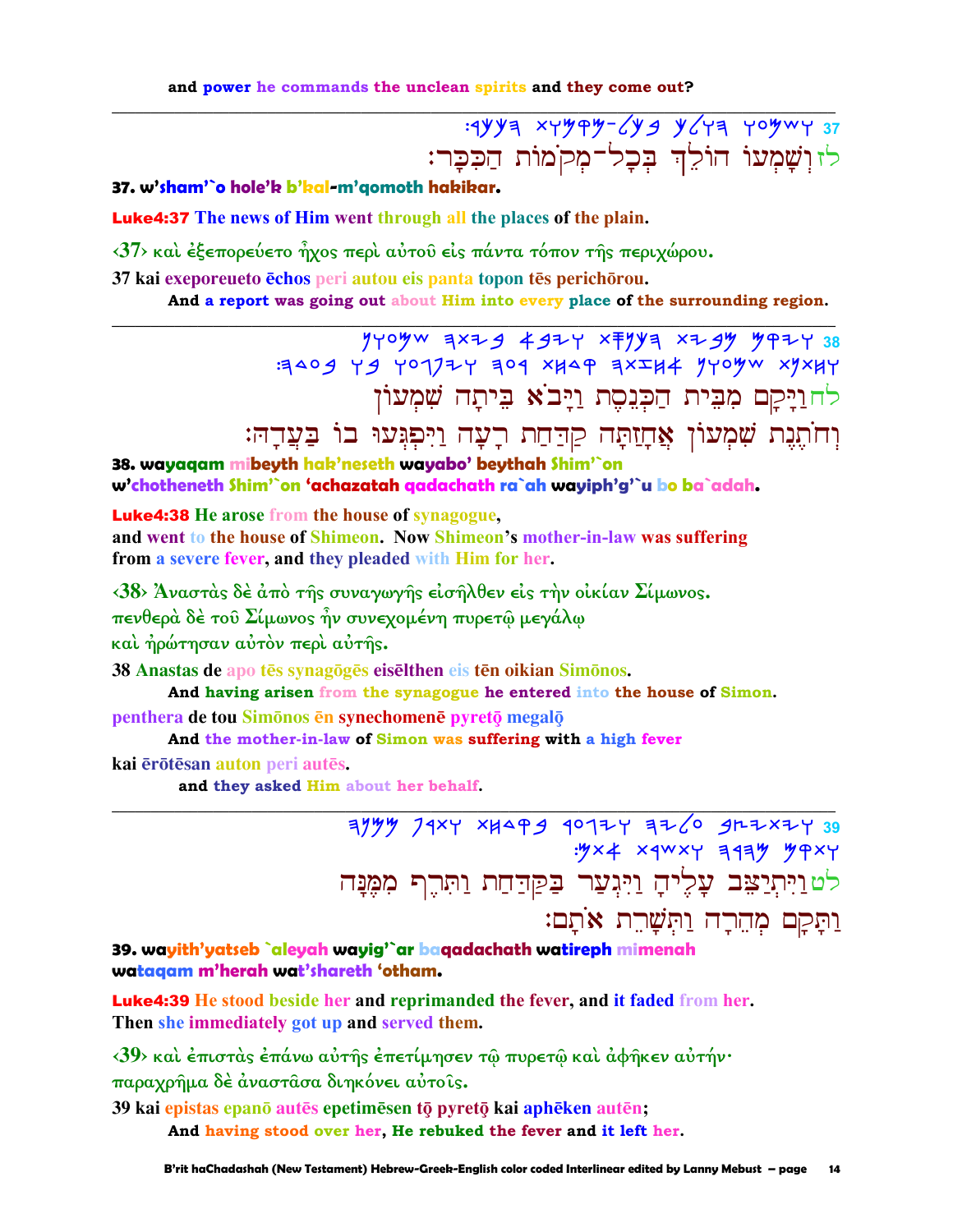and power he commands the unclean spirits and they come out?

---

37 ·ꓤꓘꓘꓱ ... (Paleo-Hebrew script)

לזוְשָׁמְעוֹ הוֹלֵךְ בְּכָל־מְקֹמוֹת הַכִּכָּר׃

**37. w'sham'`o hole'k b'kal-m'qomoth hakikar.**

**Luke4:37 The news of Him went through all the places of the plain.**

‹37› καὶ ἐξεπορεύετο ἦχος περὶ αὐτοῦ εἰς πάντα τόπον τῆς περιχώρου.

37 kai exeporeueto ēchos peri autou eis panta topon tēs perichōrou.

**And a report was going out about Him into every place of the surrounding region.**

---

38 (Paleo-Hebrew script)

לחוַיָּקָם מִבֵּית הַכְּנֶסֶת וַיָּבֹא בֵּיתָה שִׁמְעוֹן

וְחֹתֶנֶת שִׁמְעוֹן אֲחָזָתָה קַדַּחַת רָעָה וַיִּפְגְּעוּ בוֹ בַּעֲדָהּ׃

**38. wayaqam mibeyth hak'neseth wayabo' beythah Shim'`on**
**w'chotheneth Shim'`on 'achazatah qadachath ra`ah wayiph'g'`u bo ba`adah.**

**Luke4:38 He arose from the house of synagogue,**
**and went to the house of Shimeon. Now Shimeon's mother-in-law was suffering**
**from a severe fever, and they pleaded with Him for her.**

‹38› Ἀναστὰς δὲ ἀπὸ τῆς συναγωγῆς εἰσῆλθεν εἰς τὴν οἰκίαν Σίμωνος.
πενθερὰ δὲ τοῦ Σίμωνος ἦν συνεχομένη πυρετῷ μεγάλῳ
καὶ ἠρώτησαν αὐτὸν περὶ αὐτῆς.

38 Anastas de apo tēs synagōgēs eisēlthen eis tēn oikian Simōnos.

**And having arisen from the synagogue he entered into the house of Simon.**

penthera de tou Simōnos ēn synechomenē pyretō megalō

**And the mother-in-law of Simon was suffering with a high fever**

kai ērōtēsan auton peri autēs.

**and they asked Him about her behalf.**

---

39 (Paleo-Hebrew script)

לטוַיִּתְיַצֵּב עָלֶיהָ וַיִּגְעַר בַּקַּדַּחַת וַתִּרֶף מִמֶּנָּה

וַתָּקָם מְהֵרָה וַתְּשָׁרֶת אֹתָם׃

**39. wayith'yatseb `aleyah wayig'`ar baqadachath watireph mimenah**
**wataqam m'herah wat'shareth 'otham.**

**Luke4:39 He stood beside her and reprimanded the fever, and it faded from her.**
**Then she immediately got up and served them.**

‹39› καὶ ἐπιστὰς ἐπάνω αὐτῆς ἐπετίμησεν τῷ πυρετῷ καὶ ἀφῆκεν αὐτήν·
παραχρῆμα δὲ ἀναστᾶσα διηκόνει αὐτοῖς.

39 kai epistas epanō autēs epetimēsen tō pyretō kai aphēken autēn;

**And having stood over her, He rebuked the fever and it left her.**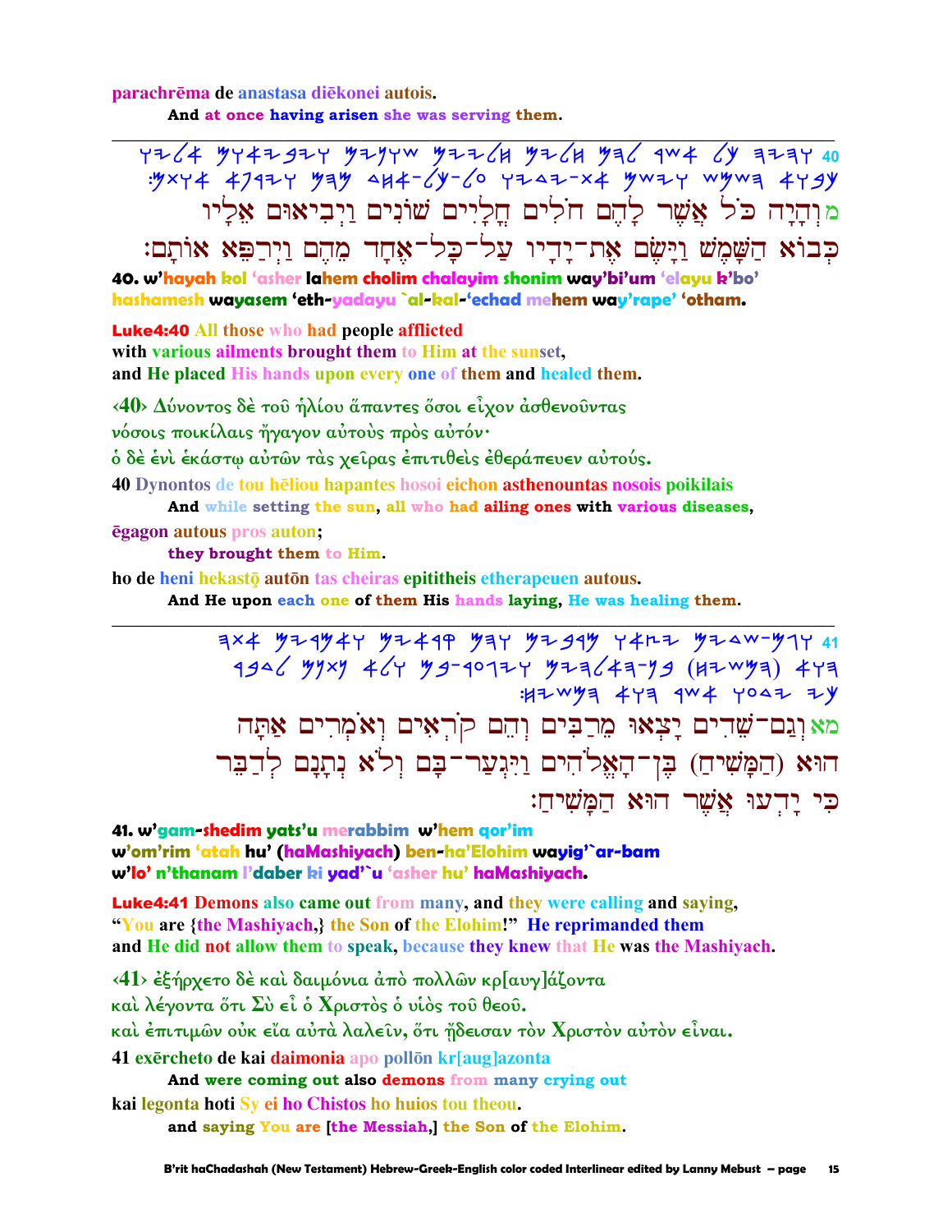parachrēma de anastasa diēkonei autois.

And at once having arisen she was serving them.

---

40 ויהיה כל אשר להם חלים חליים שונים ויביאום אליו כבוא השמש וישם את־ידיו על־כל־אחד מהם וירפא אותם:

מ וְהָיָה כֹּל אֲשֶׁר לָהֶם חֹלִים חֳלָיִים שׁוֹנִים וַיְבִיאוּם אֵלָיו כְּבוֹא הַשָּׁמֶשׁ וַיָּשֶׂם אֶת־יָדָיו עַל־כָּל־אֶחָד מֵהֶם וַיְרַפֵּא אוֹתָם:

**40. w'hayah kol 'asher lahem cholim chalayim shonim way'bi'um 'elayu k'bo' hashamesh wayasem 'eth-yadayu `al-kal-'echad mehem way'rape' 'otham.**

**Luke4:40 All those who had people afflicted with various ailments brought them to Him at the sunset, and He placed His hands upon every one of them and healed them.**

‹40› Δύνοντος δὲ τοῦ ἡλίου ἅπαντες ὅσοι εἶχον ἀσθενοῦντας νόσοις ποικίλαις ἤγαγον αὐτοὺς πρὸς αὐτόν·
ὁ δὲ ἑνὶ ἑκάστῳ αὐτῶν τὰς χεῖρας ἐπιτιθεὶς ἐθεράπευεν αὐτούς.

40 Dynontos de tou hēliou hapantes hosoi eichon asthenountas nosois poikilais

**And while setting the sun, all who had ailing ones with various diseases,**

ēgagon autous pros auton;

**they brought them to Him.**

ho de heni hekastō autōn tas cheiras epititheis etherapeuen autous.

**And He upon each one of them His hands laying, He was healing them.**

---

41 וגם־שדים יצאו מרבים והם קראים ואמרים אתה הוא (המשיח) בן־האלהים ויגער־בם ולא נתנם לדבר כי ידעו אשר הוא המשיח:

מא וְגַם־שֵׁדִים יָצְאוּ מֵרַבִּים וְהֵם קֹרְאִים וְאֹמְרִים אַתָּה הוּא (הַמָּשִׁיחַ) בֶּן־הָאֱלֹהִים וַיִּגְעַר־בָּם וְלֹא נְתָנָם לְדַבֵּר כִּי יָדְעוּ אֲשֶׁר הוּא הַמָּשִׁיחַ:

**41. w'gam-shedim yats'u merabbim w'hem qor'im w'om'rim 'atah hu' (haMashiyach) ben-ha'Elohim wayig'`ar-bam w'lo' n'thanam l'daber ki yad'`u 'asher hu' haMashiyach.**

**Luke4:41 Demons also came out from many, and they were calling and saying, "You are {the Mashiyach,} the Son of the Elohim!" He reprimanded them and He did not allow them to speak, because they knew that He was the Mashiyach.**

‹41› ἐξήρχετο δὲ καὶ δαιμόνια ἀπὸ πολλῶν κρ[αυγ]άζοντα καὶ λέγοντα ὅτι Σὺ εἶ ὁ Χριστὸς ὁ υἱὸς τοῦ θεοῦ.
καὶ ἐπιτιμῶν οὐκ εἴα αὐτὰ λαλεῖν, ὅτι ᾔδεισαν τὸν Χριστὸν αὐτὸν εἶναι.

41 exērcheto de kai daimonia apo pollōn kr[aug]azonta

**And were coming out also demons from many crying out**

kai legonta hoti Sy ei ho Chistos ho huios tou theou.

**and saying You are [the Messiah,] the Son of the Elohim.**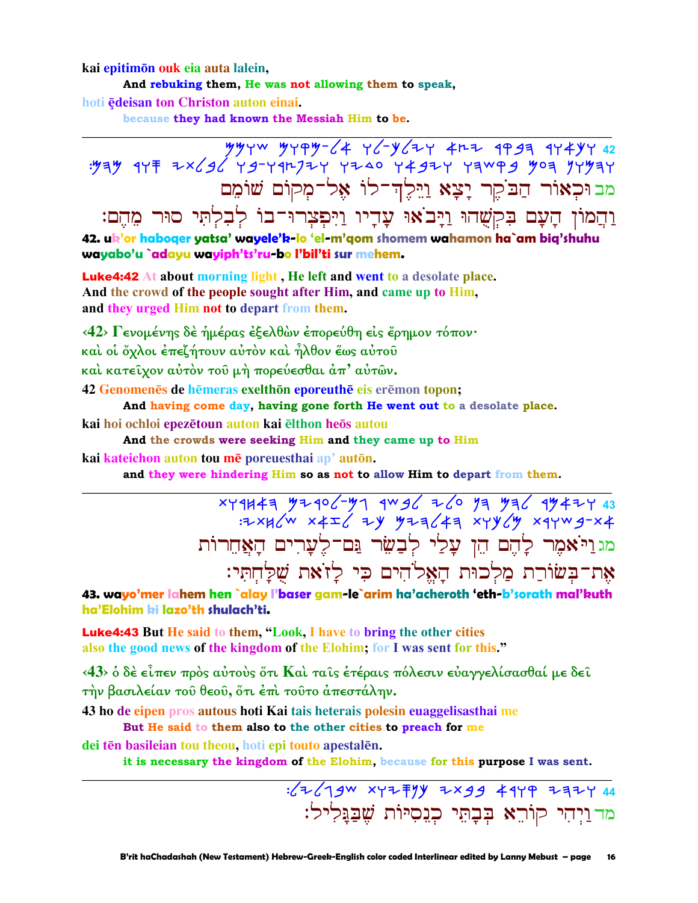kai epitimōn ouk eia auta lalein,

And rebuking them, He was not allowing them to speak,

hoti ēdeisan ton Christon auton einai.

because they had known the Messiah Him to be.

---

מב וּכְאוֹר הַבֹּקֶר יָצָא וַיֵּלֶךְ־לוֹ אֶל־מְקוֹם שׁוֹמֵם
וַהֲמוֹן הָעָם בִּקְשֻׁהוּ וַיָּבֹאוּ עָדָיו וַיִּפְצְרוּ־בוֹ לְבִלְתִּי סוּר מֵהֶם׃

**42. uk'or haboqer yatsa' wayele'k-lo 'el-m'qom shomem wahamon ha`am biq'shuhu wayabo'u `adayu wayiph'ts'ru-bo l'bil'ti sur mehem.**

**Luke4:42** At about morning light, He left and went to a desolate place. And the crowd of the people sought after Him, and came up to Him, and they urged Him not to depart from them.

‹42› Γενομένης δὲ ἡμέρας ἐξελθὼν ἐπορεύθη εἰς ἔρημον τόπον· καὶ οἱ ὄχλοι ἐπεζήτουν αὐτὸν καὶ ἦλθον ἕως αὐτοῦ καὶ κατεῖχον αὐτὸν τοῦ μὴ πορεύεσθαι ἀπ' αὐτῶν.

42 Genomenēs de hēmeras exelthōn eporeuthē eis erēmon topon;

And having come day, having gone forth He went out to a desolate place.

kai hoi ochloi epezētoun auton kai ēlthon heōs autou

And the crowds were seeking Him and they came up to Him

kai kateichon auton tou mē poreuesthai ap' autōn.

and they were hindering Him so as not to allow Him to depart from them.

---

מג וַיֹּאמֶר לָהֶם הֵן עָלַי לְבַשֵּׂר גַּם־לֶעָרִים הָאֲחֵרוֹת
אֶת־בְּשׂוֹרַת מַלְכוּת הָאֱלֹהִים כִּי לָזֹאת שֻׁלָּחְתִּי׃

**43. wayo'mer lahem hen `alay l'baser gam-le`arim ha'acheroth 'eth-b'sorath mal'kuth ha'Elohim ki lazo'th shulach'ti.**

**Luke4:43** But He said to them, "Look, I have to bring the other cities also the good news of the kingdom of the Elohim; for I was sent for this."

‹43› ὁ δὲ εἶπεν πρὸς αὐτοὺς ὅτι Καὶ ταῖς ἑτέραις πόλεσιν εὐαγγελίσασθαί με δεῖ τὴν βασιλείαν τοῦ θεοῦ, ὅτι ἐπὶ τοῦτο ἀπεστάλην.

43 ho de eipen pros autous hoti Kai tais heterais polesin euaggelisasthai me

But He said to them also to the other cities to preach for me

dei tēn basileian tou theou, hoti epi touto apestalēn.

it is necessary the kingdom of the Elohim, because for this purpose I was sent.

---

מד וַיְהִי קוֹרֵא בְּבָתֵּי כְנֵסִיּוֹת שֶׁבַּגָּלִיל׃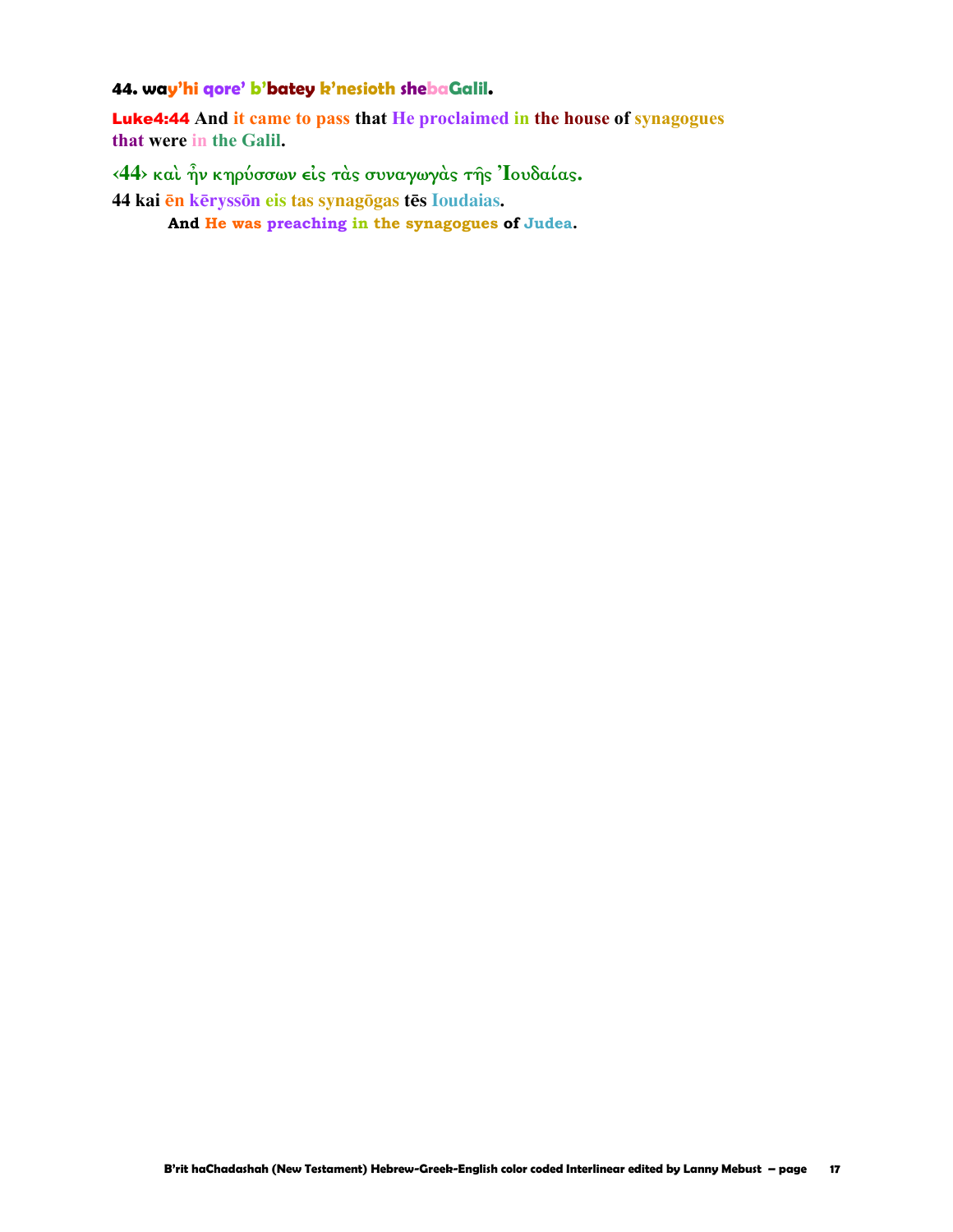**44. way'hi qore' b'batey k'nesioth shebaGalil.**

**Luke4:44 And it came to pass that He proclaimed in the house of synagogues that were in the Galil.**

**‹44› καὶ ἦν κηρύσσων εἰς τὰς συναγωγὰς τῆς Ἰουδαίας.**

**44 kai ēn kēryssōn eis tas synagōgas tēs Ioudaias.**

**And He was preaching in the synagogues of Judea.**